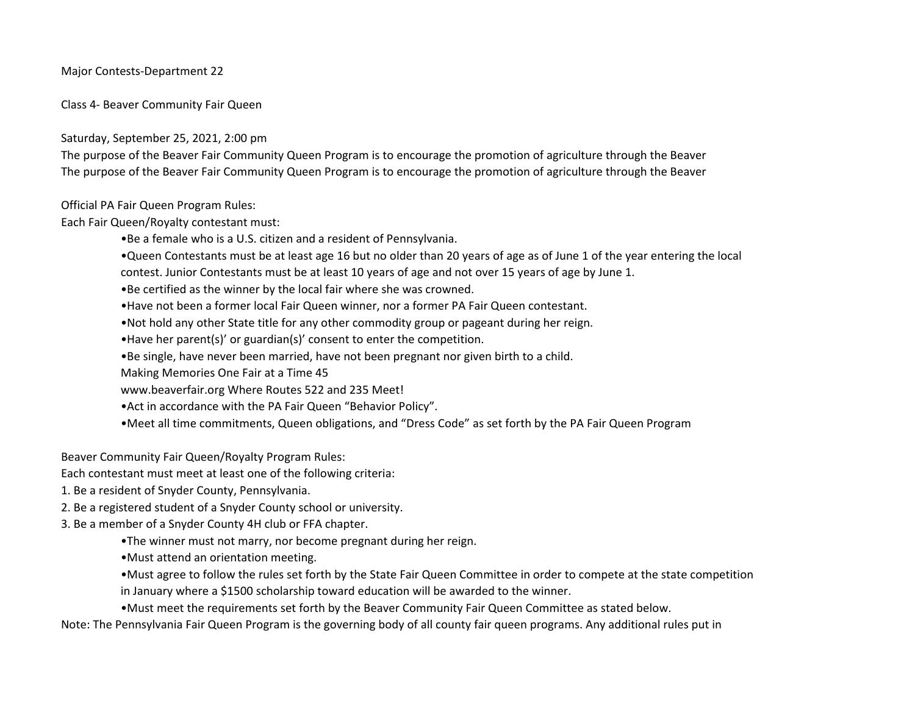Major Contests-Department 22

Class 4- Beaver Community Fair Queen

Saturday, September 25, 2021, 2:00 pm

The purpose of the Beaver Fair Community Queen Program is to encourage the promotion of agriculture through the Beaver

The purpose of the Beaver Fair Community Queen Program is to encourage the promotion of agriculture through the Beaver

Official PA Fair Queen Program Rules:

Each Fair Queen/Royalty contestant must:

- Be a female who is a U.S. citizen and a resident of Pennsylvania.
- Queen Contestants must be at least age 16 but no older than 20 years of age as of June 1 of the year entering the local contest. Junior Contestants must be at least 10 years of age and not over 15 years of age by June 1.
- Be certified as the winner by the local fair where she was crowned.
- Have not been a former local Fair Queen winner, nor a former PA Fair Queen contestant.
- Not hold any other State title for any other commodity group or pageant during her reign.
- Have her parent(s)' or guardian(s)' consent to enter the competition.
- Be single, have never been married, have not been pregnant nor given birth to a child.

Making Memories One Fair at a Time 45

www.beaverfair.org Where Routes 522 and 235 Meet!

- Act in accordance with the PA Fair Queen "Behavior Policy".
- Meet all time commitments, Queen obligations, and "Dress Code" as set forth by the PA Fair Queen Program

Beaver Community Fair Queen/Royalty Program Rules:

Each contestant must meet at least one of the following criteria:

1. Be a resident of Snyder County, Pennsylvania.
2. Be a registered student of a Snyder County school or university.
3. Be a member of a Snyder County 4H club or FFA chapter.

- The winner must not marry, nor become pregnant during her reign.
- Must attend an orientation meeting.
- Must agree to follow the rules set forth by the State Fair Queen Committee in order to compete at the state competition in January where a $1500 scholarship toward education will be awarded to the winner.
- Must meet the requirements set forth by the Beaver Community Fair Queen Committee as stated below.

Note: The Pennsylvania Fair Queen Program is the governing body of all county fair queen programs. Any additional rules put in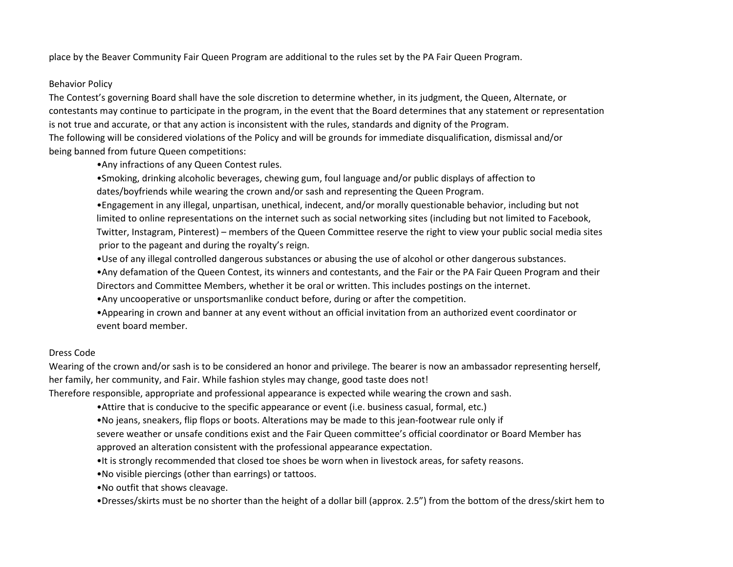place by the Beaver Community Fair Queen Program are additional to the rules set by the PA Fair Queen Program.

## Behavior Policy

The Contest's governing Board shall have the sole discretion to determine whether, in its judgment, the Queen, Alternate, or contestants may continue to participate in the program, in the event that the Board determines that any statement or representation is not true and accurate, or that any action is inconsistent with the rules, standards and dignity of the Program.

The following will be considered violations of the Policy and will be grounds for immediate disqualification, dismissal and/or being banned from future Queen competitions:

- Any infractions of any Queen Contest rules.
- Smoking, drinking alcoholic beverages, chewing gum, foul language and/or public displays of affection to dates/boyfriends while wearing the crown and/or sash and representing the Queen Program.
- Engagement in any illegal, unpartisan, unethical, indecent, and/or morally questionable behavior, including but not limited to online representations on the internet such as social networking sites (including but not limited to Facebook, Twitter, Instagram, Pinterest) – members of the Queen Committee reserve the right to view your public social media sites prior to the pageant and during the royalty's reign.
- Use of any illegal controlled dangerous substances or abusing the use of alcohol or other dangerous substances.
- Any defamation of the Queen Contest, its winners and contestants, and the Fair or the PA Fair Queen Program and their Directors and Committee Members, whether it be oral or written. This includes postings on the internet.
- Any uncooperative or unsportsmanlike conduct before, during or after the competition.
- Appearing in crown and banner at any event without an official invitation from an authorized event coordinator or event board member.

## Dress Code

Wearing of the crown and/or sash is to be considered an honor and privilege. The bearer is now an ambassador representing herself, her family, her community, and Fair. While fashion styles may change, good taste does not!

Therefore responsible, appropriate and professional appearance is expected while wearing the crown and sash.

- Attire that is conducive to the specific appearance or event (i.e. business casual, formal, etc.)
- No jeans, sneakers, flip flops or boots. Alterations may be made to this jean-footwear rule only if severe weather or unsafe conditions exist and the Fair Queen committee's official coordinator or Board Member has approved an alteration consistent with the professional appearance expectation.
- It is strongly recommended that closed toe shoes be worn when in livestock areas, for safety reasons.
- No visible piercings (other than earrings) or tattoos.
- No outfit that shows cleavage.
- Dresses/skirts must be no shorter than the height of a dollar bill (approx. 2.5") from the bottom of the dress/skirt hem to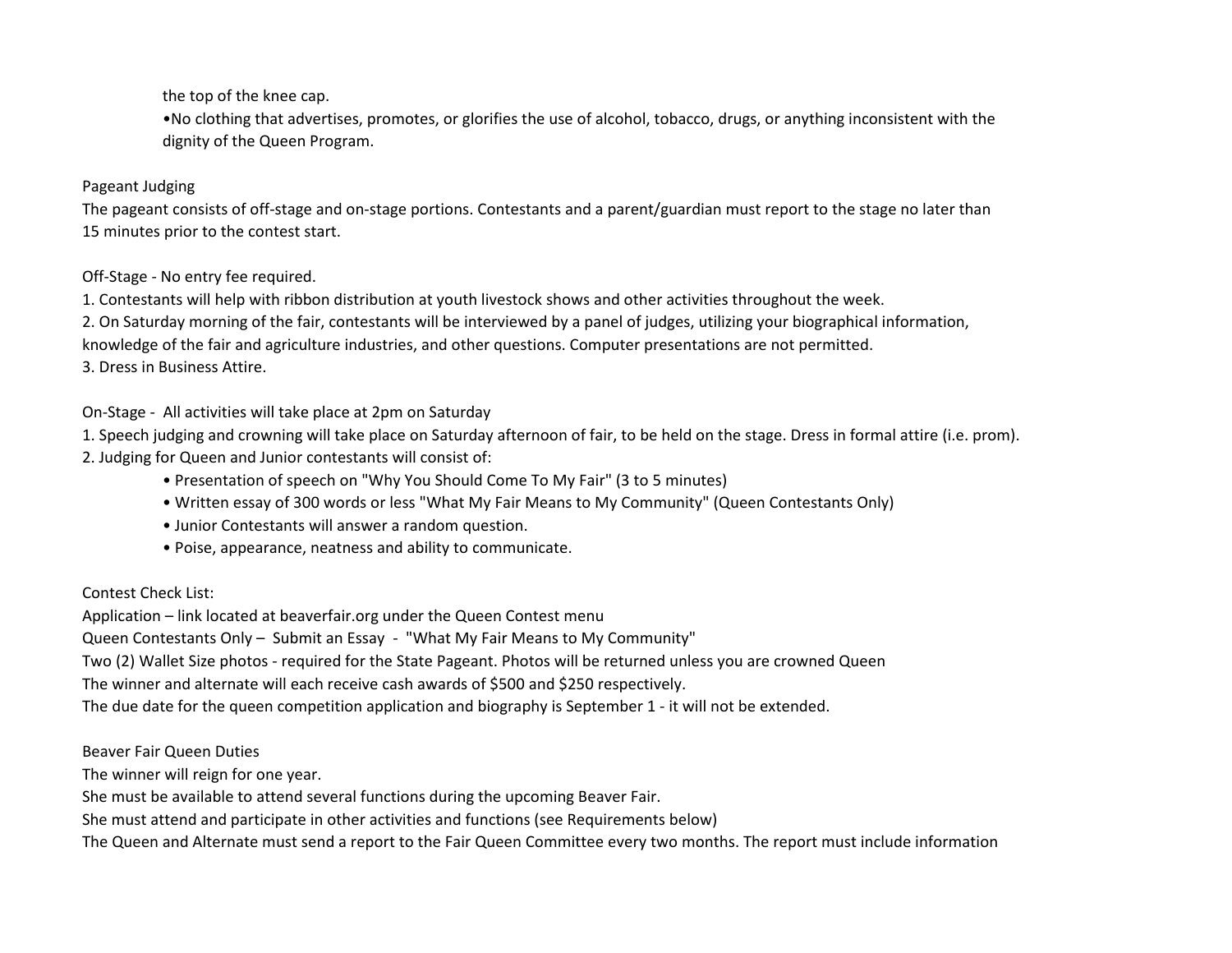the top of the knee cap.

•No clothing that advertises, promotes, or glorifies the use of alcohol, tobacco, drugs, or anything inconsistent with the dignity of the Queen Program.

Pageant Judging

The pageant consists of off-stage and on-stage portions. Contestants and a parent/guardian must report to the stage no later than 15 minutes prior to the contest start.

Off-Stage - No entry fee required.

1. Contestants will help with ribbon distribution at youth livestock shows and other activities throughout the week.
2. On Saturday morning of the fair, contestants will be interviewed by a panel of judges, utilizing your biographical information, knowledge of the fair and agriculture industries, and other questions. Computer presentations are not permitted.
3. Dress in Business Attire.

On-Stage - All activities will take place at 2pm on Saturday

1. Speech judging and crowning will take place on Saturday afternoon of fair, to be held on the stage. Dress in formal attire (i.e. prom).
2. Judging for Queen and Junior contestants will consist of:
   - Presentation of speech on "Why You Should Come To My Fair" (3 to 5 minutes)
   - Written essay of 300 words or less "What My Fair Means to My Community" (Queen Contestants Only)
   - Junior Contestants will answer a random question.
   - Poise, appearance, neatness and ability to communicate.

Contest Check List:

Application – link located at beaverfair.org under the Queen Contest menu

Queen Contestants Only – Submit an Essay - "What My Fair Means to My Community"

Two (2) Wallet Size photos - required for the State Pageant. Photos will be returned unless you are crowned Queen

The winner and alternate will each receive cash awards of $500 and $250 respectively.

The due date for the queen competition application and biography is September 1 - it will not be extended.

Beaver Fair Queen Duties

The winner will reign for one year.

She must be available to attend several functions during the upcoming Beaver Fair.

She must attend and participate in other activities and functions (see Requirements below)

The Queen and Alternate must send a report to the Fair Queen Committee every two months. The report must include information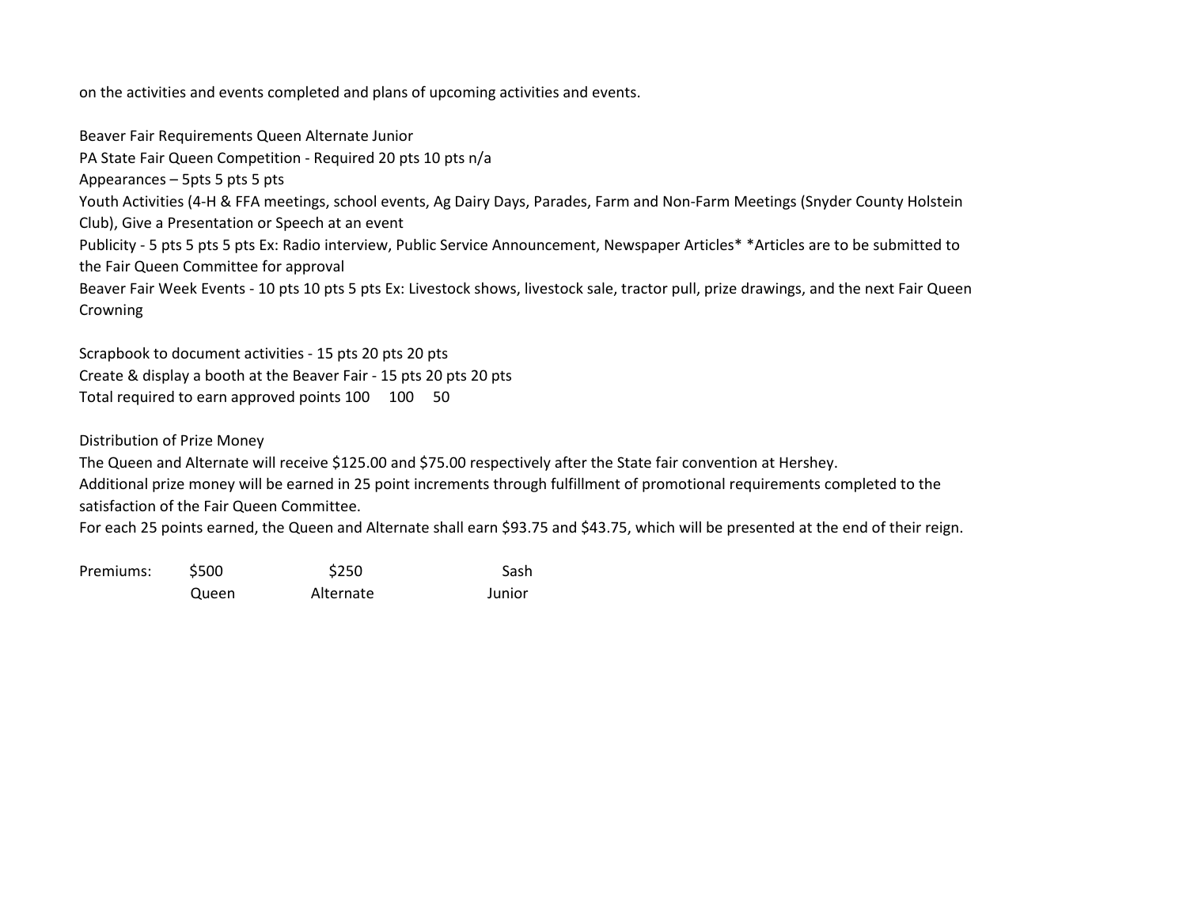on the activities and events completed and plans of upcoming activities and events.

Beaver Fair Requirements Queen Alternate Junior
PA State Fair Queen Competition - Required 20 pts 10 pts n/a
Appearances – 5pts 5 pts 5 pts
Youth Activities (4-H & FFA meetings, school events, Ag Dairy Days, Parades, Farm and Non-Farm Meetings (Snyder County Holstein Club), Give a Presentation or Speech at an event
Publicity - 5 pts 5 pts 5 pts Ex: Radio interview, Public Service Announcement, Newspaper Articles* *Articles are to be submitted to the Fair Queen Committee for approval
Beaver Fair Week Events - 10 pts 10 pts 5 pts Ex: Livestock shows, livestock sale, tractor pull, prize drawings, and the next Fair Queen Crowning

Scrapbook to document activities - 15 pts 20 pts 20 pts
Create & display a booth at the Beaver Fair - 15 pts 20 pts 20 pts
Total required to earn approved points 100 100 50

Distribution of Prize Money
The Queen and Alternate will receive $125.00 and $75.00 respectively after the State fair convention at Hershey.
Additional prize money will be earned in 25 point increments through fulfillment of promotional requirements completed to the satisfaction of the Fair Queen Committee.
For each 25 points earned, the Queen and Alternate shall earn $93.75 and $43.75, which will be presented at the end of their reign.

| | | | |
|---|---|---|---|
| Premiums: | $500 | $250 | Sash |
| | Queen | Alternate | Junior |